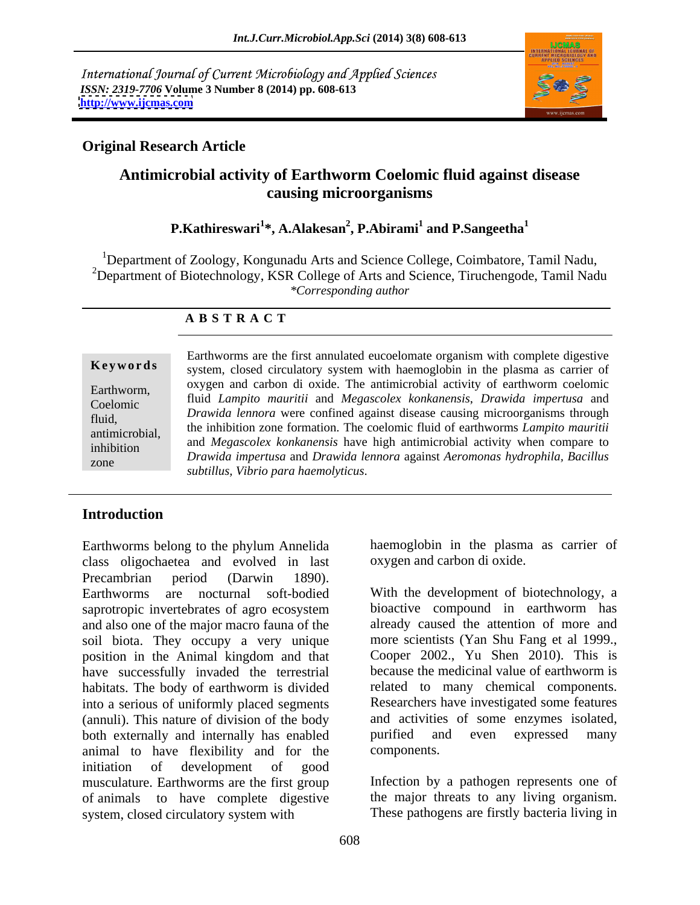International Journal of Current Microbiology and Applied Sciences
*ISSN: 2319-7706* Volume 3 Number 8 (2014) pp. 608-613
http://www.ijcmas.com

**Original Research Article**

# Antimicrobial activity of Earthworm Coelomic fluid against disease causing microorganisms

**P.Kathireswari[1]*, A.Alakesan[2], P.Abirami[1] and P.Sangeetha[1]**

[1]Department of Zoology, Kongunadu Arts and Science College, Coimbatore, Tamil Nadu,
[2]Department of Biotechnology, KSR College of Arts and Science, Tiruchengode, Tamil Nadu
*Corresponding author*

**A B S T R A C T**

**Keywords**

Earthworm, Coelomic fluid, antimicrobial, inhibition zone

Earthworms are the first annulated eucoelomate organism with complete digestive system, closed circulatory system with haemoglobin in the plasma as carrier of oxygen and carbon di oxide. The antimicrobial activity of earthworm coelomic fluid *Lampito mauritii* and *Megascolex konkanensis*, *Drawida impertusa* and *Drawida lennora* were confined against disease causing microorganisms through the inhibition zone formation. The coelomic fluid of earthworms *Lampito mauritii* and *Megascolex konkanensis* have high antimicrobial activity when compare to *Drawida impertusa* and *Drawida lennora* against *Aeromonas hydrophila, Bacillus subtillus, Vibrio para haemolyticus*.

## Introduction

Earthworms belong to the phylum Annelida class oligochaetea and evolved in last Precambrian period (Darwin 1890). Earthworms are nocturnal soft-bodied saprotropic invertebrates of agro ecosystem and also one of the major macro fauna of the soil biota. They occupy a very unique position in the Animal kingdom and that have successfully invaded the terrestrial habitats. The body of earthworm is divided into a serious of uniformly placed segments (annuli). This nature of division of the body both externally and internally has enabled animal to have flexibility and for the initiation of development of good musculature. Earthworms are the first group of animals to have complete digestive system, closed circulatory system with haemoglobin in the plasma as carrier of oxygen and carbon di oxide.

With the development of biotechnology, a bioactive compound in earthworm has already caused the attention of more and more scientists (Yan Shu Fang et al 1999., Cooper 2002., Yu Shen 2010). This is because the medicinal value of earthworm is related to many chemical components. Researchers have investigated some features and activities of some enzymes isolated, purified and even expressed many components.

Infection by a pathogen represents one of the major threats to any living organism. These pathogens are firstly bacteria living in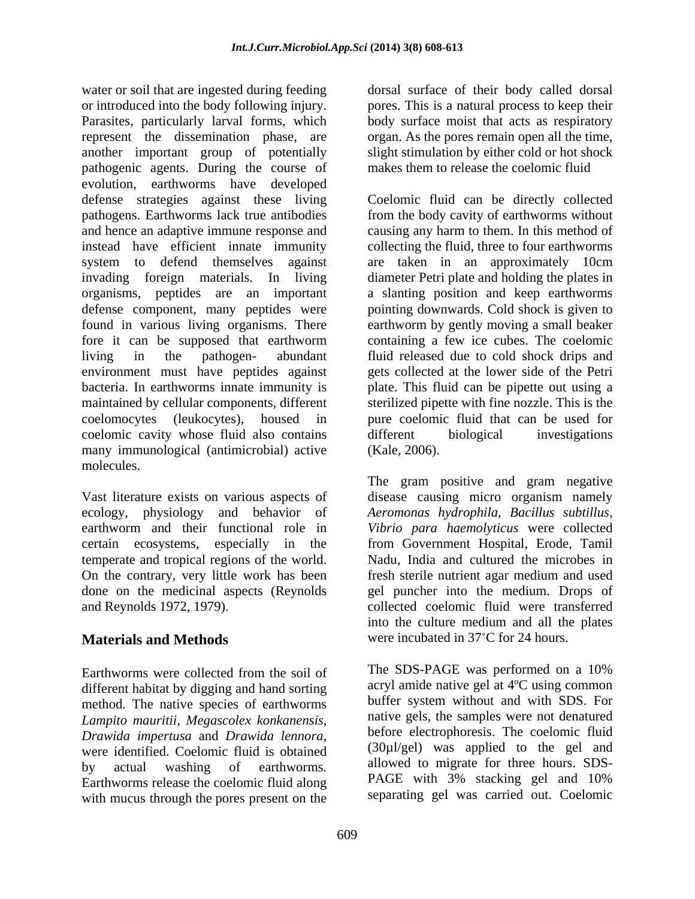water or soil that are ingested during feeding or introduced into the body following injury. Parasites, particularly larval forms, which represent the dissemination phase, are another important group of potentially pathogenic agents. During the course of evolution, earthworms have developed defense strategies against these living pathogens. Earthworms lack true antibodies and hence an adaptive immune response and instead have efficient innate immunity system to defend themselves against invading foreign materials. In living organisms, peptides are an important defense component, many peptides were found in various living organisms. There fore it can be supposed that earthworm living in the pathogen- abundant environment must have peptides against bacteria. In earthworms innate immunity is maintained by cellular components, different coelomocytes (leukocytes), housed in coelomic cavity whose fluid also contains many immunological (antimicrobial) active molecules.

Vast literature exists on various aspects of ecology, physiology and behavior of earthworm and their functional role in certain ecosystems, especially in the temperate and tropical regions of the world. On the contrary, very little work has been done on the medicinal aspects (Reynolds and Reynolds 1972, 1979).

## Materials and Methods

Earthworms were collected from the soil of different habitat by digging and hand sorting method. The native species of earthworms *Lampito mauritii*, *Megascolex konkanensis*, *Drawida impertusa* and *Drawida lennora*, were identified. Coelomic fluid is obtained by actual washing of earthworms. Earthworms release the coelomic fluid along with mucus through the pores present on the dorsal surface of their body called dorsal pores. This is a natural process to keep their body surface moist that acts as respiratory organ. As the pores remain open all the time, slight stimulation by either cold or hot shock makes them to release the coelomic fluid

Coelomic fluid can be directly collected from the body cavity of earthworms without causing any harm to them. In this method of collecting the fluid, three to four earthworms are taken in an approximately 10cm diameter Petri plate and holding the plates in a slanting position and keep earthworms pointing downwards. Cold shock is given to earthworm by gently moving a small beaker containing a few ice cubes. The coelomic fluid released due to cold shock drips and gets collected at the lower side of the Petri plate. This fluid can be pipette out using a sterilized pipette with fine nozzle. This is the pure coelomic fluid that can be used for different biological investigations (Kale, 2006).

The gram positive and gram negative disease causing micro organism namely *Aeromonas hydrophila, Bacillus subtillus, Vibrio para haemolyticus* were collected from Government Hospital, Erode, Tamil Nadu, India and cultured the microbes in fresh sterile nutrient agar medium and used gel puncher into the medium. Drops of collected coelomic fluid were transferred into the culture medium and all the plates were incubated in 37˚C for 24 hours.

The SDS-PAGE was performed on a 10% acryl amide native gel at 4ºC using common buffer system without and with SDS. For native gels, the samples were not denatured before electrophoresis. The coelomic fluid (30µl/gel) was applied to the gel and allowed to migrate for three hours. SDS-PAGE with 3% stacking gel and 10% separating gel was carried out. Coelomic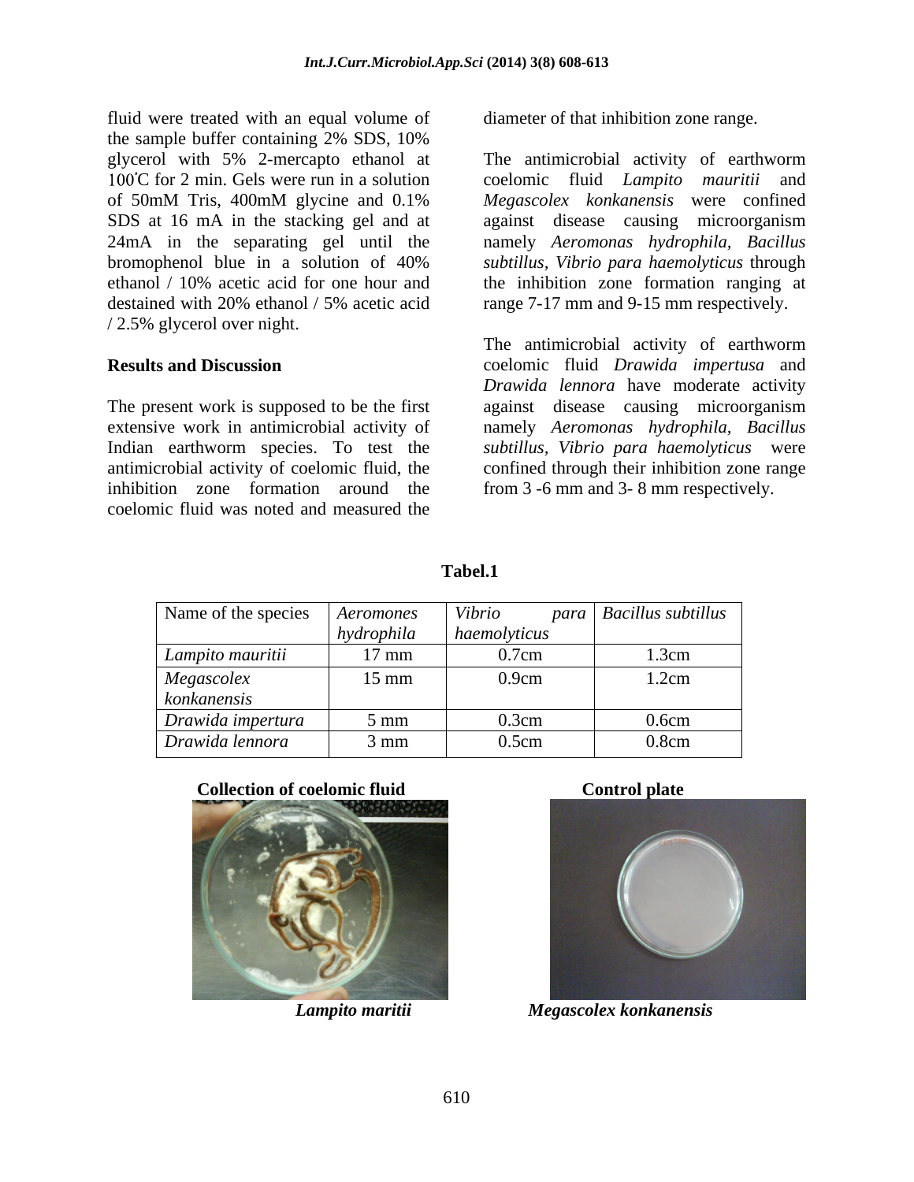fluid were treated with an equal volume of the sample buffer containing 2% SDS, 10% glycerol with 5% 2-mercapto ethanol at 100°C for 2 min. Gels were run in a solution of 50mM Tris, 400mM glycine and 0.1% SDS at 16 mA in the stacking gel and at 24mA in the separating gel until the bromophenol blue in a solution of 40% ethanol / 10% acetic acid for one hour and destained with 20% ethanol / 5% acetic acid / 2.5% glycerol over night.

**Results and Discussion**

The present work is supposed to be the first extensive work in antimicrobial activity of Indian earthworm species. To test the antimicrobial activity of coelomic fluid, the inhibition zone formation around the coelomic fluid was noted and measured the diameter of that inhibition zone range.

The antimicrobial activity of earthworm coelomic fluid *Lampito mauritii* and *Megascolex konkanensis* were confined against disease causing microorganism namely *Aeromonas hydrophila, Bacillus subtillus, Vibrio para haemolyticus* through the inhibition zone formation ranging at range 7-17 mm and 9-15 mm respectively.

The antimicrobial activity of earthworm coelomic fluid *Drawida impertusa* and *Drawida lennora* have moderate activity against disease causing microorganism namely *Aeromonas hydrophila, Bacillus subtillus, Vibrio para haemolyticus* were confined through their inhibition zone range from 3 -6 mm and 3- 8 mm respectively.

**Tabel.1**

| Name of the species | *Aeromones hydrophila* | *Vibrio para haemolyticus* | *Bacillus subtillus* |
|---|---|---|---|
| *Lampito mauritii* | 17 mm | 0.7cm | 1.3cm |
| *Megascolex konkanensis* | 15 mm | 0.9cm | 1.2cm |
| *Drawida impertura* | 5 mm | 0.3cm | 0.6cm |
| *Drawida lennora* | 3 mm | 0.5cm | 0.8cm |

**Collection of coelomic fluid**

***Lampito maritii***

**Control plate**

***Megascolex konkanensis***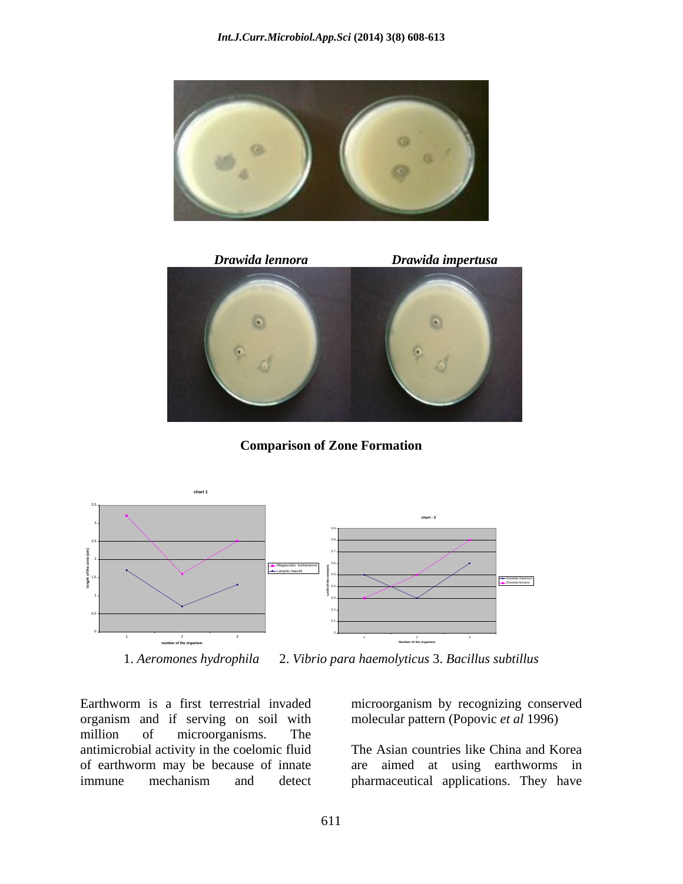*Drawida lennora* *Drawida impertusa*

**Comparison of Zone Formation**

1. *Aeromones hydrophila* 2. *Vibrio para haemolyticus* 3. *Bacillus subtillus*

Earthworm is a first terrestrial invaded organism and if serving on soil with million of microorganisms. The antimicrobial activity in the coelomic fluid of earthworm may be because of innate immune mechanism and detect microorganism by recognizing conserved molecular pattern (Popovic *et al* 1996)

The Asian countries like China and Korea are aimed at using earthworms in pharmaceutical applications. They have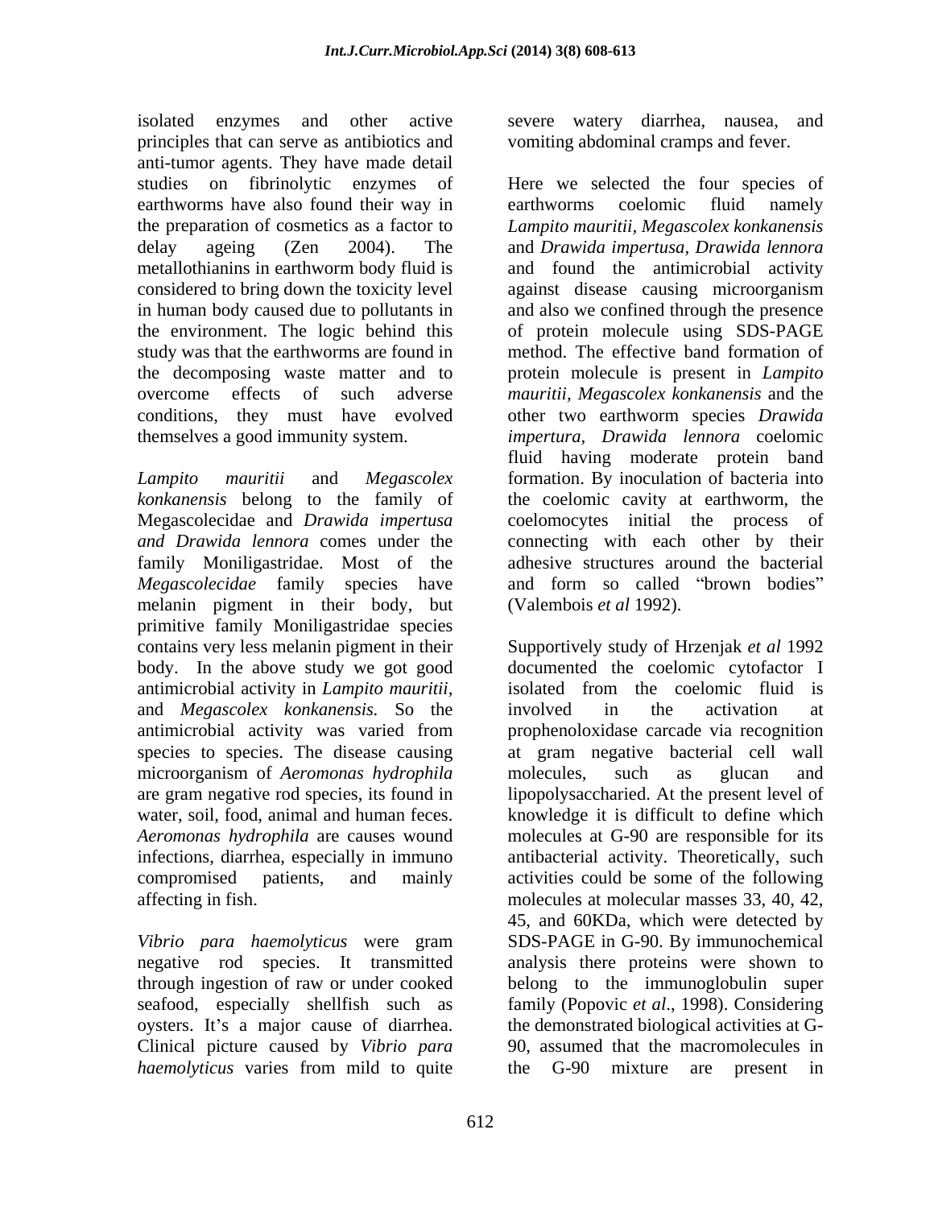isolated enzymes and other active principles that can serve as antibiotics and anti-tumor agents. They have made detail studies on fibrinolytic enzymes of earthworms have also found their way in the preparation of cosmetics as a factor to delay ageing (Zen 2004). The metallothianins in earthworm body fluid is considered to bring down the toxicity level in human body caused due to pollutants in the environment. The logic behind this study was that the earthworms are found in the decomposing waste matter and to overcome effects of such adverse conditions, they must have evolved themselves a good immunity system.

*Lampito mauritii* and *Megascolex konkanensis* belong to the family of Megascolecidae and *Drawida impertusa and Drawida lennora* comes under the family Moniligastridae. Most of the *Megascolecidae* family species have melanin pigment in their body, but primitive family Moniligastridae species contains very less melanin pigment in their body. In the above study we got good antimicrobial activity in *Lampito mauritii,* and *Megascolex konkanensis.* So the antimicrobial activity was varied from species to species. The disease causing microorganism of *Aeromonas hydrophila* are gram negative rod species, its found in water, soil, food, animal and human feces. *Aeromonas hydrophila* are causes wound infections, diarrhea, especially in immuno compromised patients, and mainly affecting in fish.

*Vibrio para haemolyticus* were gram negative rod species. It transmitted through ingestion of raw or under cooked seafood, especially shellfish such as oysters. It's a major cause of diarrhea. Clinical picture caused by *Vibrio para haemolyticus* varies from mild to quite severe watery diarrhea, nausea, and vomiting abdominal cramps and fever.

Here we selected the four species of earthworms coelomic fluid namely *Lampito mauritii, Megascolex konkanensis* and *Drawida impertusa, Drawida lennora* and found the antimicrobial activity against disease causing microorganism and also we confined through the presence of protein molecule using SDS-PAGE method. The effective band formation of protein molecule is present in *Lampito mauritii, Megascolex konkanensis* and the other two earthworm species *Drawida impertura, Drawida lennora* coelomic fluid having moderate protein band formation. By inoculation of bacteria into the coelomic cavity at earthworm, the coelomocytes initial the process of connecting with each other by their adhesive structures around the bacterial and form so called "brown bodies" (Valembois *et al* 1992).

Supportively study of Hrzenjak *et al* 1992 documented the coelomic cytofactor I isolated from the coelomic fluid is involved in the activation at prophenoloxidase carcade via recognition at gram negative bacterial cell wall molecules, such as glucan and lipopolysaccharied. At the present level of knowledge it is difficult to define which molecules at G-90 are responsible for its antibacterial activity. Theoretically, such activities could be some of the following molecules at molecular masses 33, 40, 42, 45, and 60KDa, which were detected by SDS-PAGE in G-90. By immunochemical analysis there proteins were shown to belong to the immunoglobulin super family (Popovic *et al*., 1998). Considering the demonstrated biological activities at G-90, assumed that the macromolecules in the G-90 mixture are present in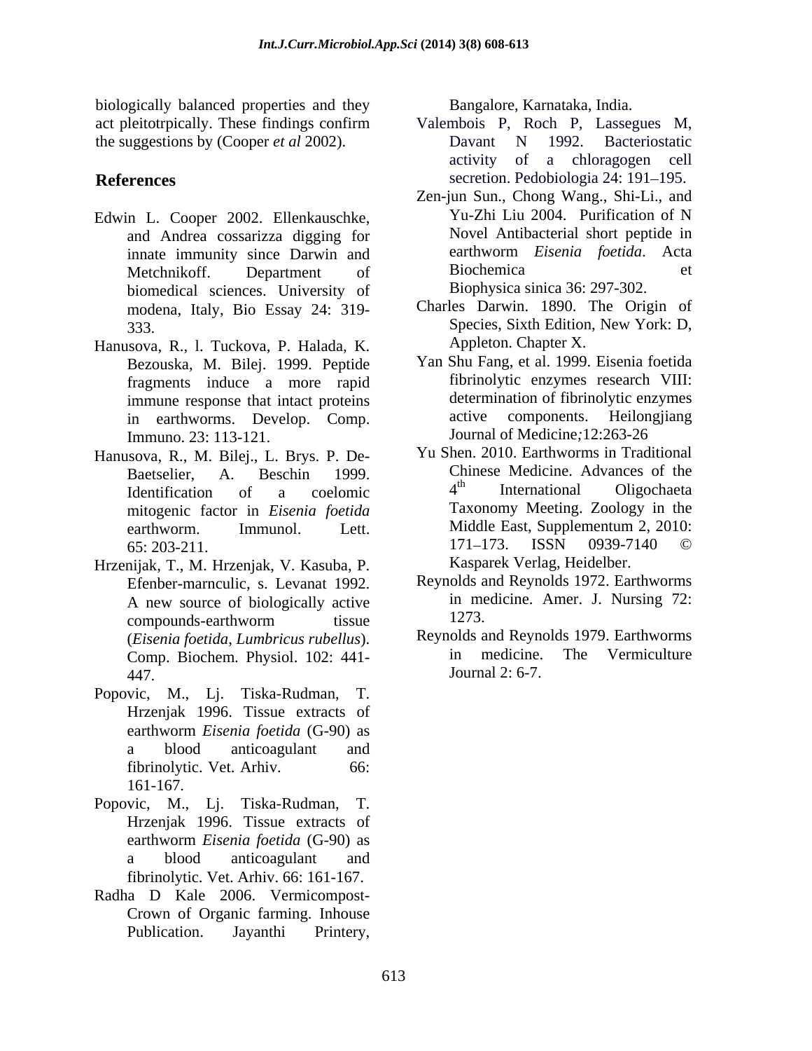biologically balanced properties and they act pleitotrpically. These findings confirm the suggestions by (Cooper *et al* 2002).

## References

Edwin L. Cooper 2002. Ellenkauschke, and Andrea cossarizza digging for innate immunity since Darwin and Metchnikoff. Department of biomedical sciences. University of modena, Italy, Bio Essay 24: 319-333.

Hanusova, R., l. Tuckova, P. Halada, K. Bezouska, M. Bilej. 1999. Peptide fragments induce a more rapid immune response that intact proteins in earthworms. Develop. Comp. Immuno. 23: 113-121.

Hanusova, R., M. Bilej., L. Brys. P. De-Baetselier, A. Beschin 1999. Identification of a coelomic mitogenic factor in *Eisenia foetida* earthworm. Immunol. Lett. 65: 203-211.

Hrzenijak, T., M. Hrzenjak, V. Kasuba, P. Efenber-marnculic, s. Levanat 1992. A new source of biologically active compounds-earthworm tissue (*Eisenia foetida*, *Lumbricus rubellus*). Comp. Biochem. Physiol. 102: 441-447.

Popovic, M., Lj. Tiska-Rudman, T. Hrzenjak 1996. Tissue extracts of earthworm *Eisenia foetida* (G-90) as a blood anticoagulant and fibrinolytic. Vet. Arhiv. 66: 161-167.

Popovic, M., Lj. Tiska-Rudman, T. Hrzenjak 1996. Tissue extracts of earthworm *Eisenia foetida* (G-90) as a blood anticoagulant and fibrinolytic. Vet. Arhiv. 66: 161-167.

Radha D Kale 2006. Vermicompost-Crown of Organic farming. Inhouse Publication. Jayanthi Printery, Bangalore, Karnataka, India.

Valembois P, Roch P, Lassegues M, Davant N 1992. Bacteriostatic activity of a chloragogen cell secretion. Pedobiologia 24: 191–195.

Zen-jun Sun., Chong Wang., Shi-Li., and Yu-Zhi Liu 2004. Purification of N Novel Antibacterial short peptide in earthworm *Eisenia foetida*. Acta Biochemica et Biophysica sinica 36: 297-302.

Charles Darwin. 1890. The Origin of Species, Sixth Edition, New York: D, Appleton. Chapter X.

Yan Shu Fang, et al. 1999. Eisenia foetida fibrinolytic enzymes research VIII: determination of fibrinolytic enzymes active components. Heilongjiang Journal of Medicine*;*12:263-26

Yu Shen. 2010. Earthworms in Traditional Chinese Medicine. Advances of the 4th International Oligochaeta Taxonomy Meeting. Zoology in the Middle East, Supplementum 2, 2010: 171–173. ISSN 0939-7140 © Kasparek Verlag, Heidelber.

Reynolds and Reynolds 1972. Earthworms in medicine. Amer. J. Nursing 72: 1273.

Reynolds and Reynolds 1979. Earthworms in medicine. The Vermiculture Journal 2: 6-7.